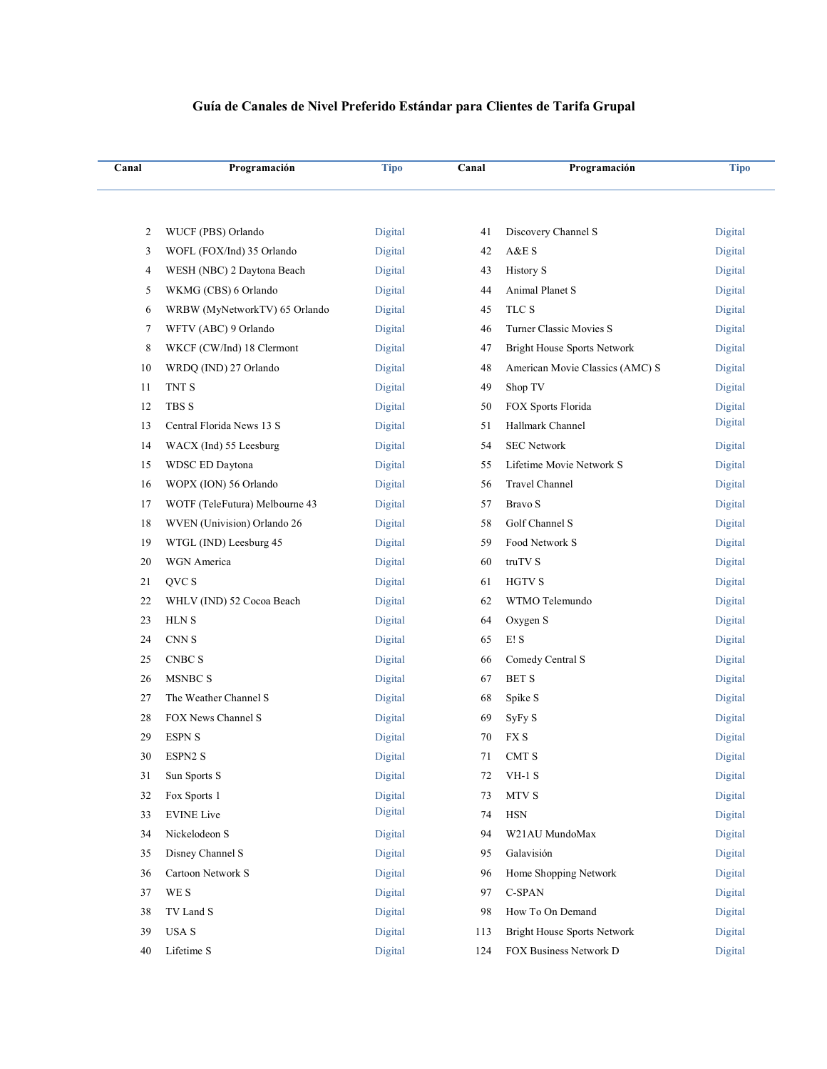## Guía de Canales de Nivel Preferido Estándar para Clientes de Tarifa Grupal

| Canal | Programación | Tipo | Canal | Programación | Tipo |
|---|---|---|---|---|---|
| 2 | WUCF (PBS) Orlando | Digital | 41 | Discovery Channel S | Digital |
| 3 | WOFL (FOX/Ind) 35 Orlando | Digital | 42 | A&E S | Digital |
| 4 | WESH (NBC) 2 Daytona Beach | Digital | 43 | History S | Digital |
| 5 | WKMG (CBS) 6 Orlando | Digital | 44 | Animal Planet S | Digital |
| 6 | WRBW (MyNetworkTV) 65 Orlando | Digital | 45 | TLC S | Digital |
| 7 | WFTV (ABC) 9 Orlando | Digital | 46 | Turner Classic Movies S | Digital |
| 8 | WKCF (CW/Ind) 18 Clermont | Digital | 47 | Bright House Sports Network | Digital |
| 10 | WRDQ (IND) 27 Orlando | Digital | 48 | American Movie Classics (AMC) S | Digital |
| 11 | TNT S | Digital | 49 | Shop TV | Digital |
| 12 | TBS S | Digital | 50 | FOX Sports Florida | Digital |
| 13 | Central Florida News 13 S | Digital | 51 | Hallmark Channel | Digital |
| 14 | WACX (Ind) 55 Leesburg | Digital | 54 | SEC Network | Digital |
| 15 | WDSC ED Daytona | Digital | 55 | Lifetime Movie Network S | Digital |
| 16 | WOPX (ION) 56 Orlando | Digital | 56 | Travel Channel | Digital |
| 17 | WOTF (TeleFutura) Melbourne 43 | Digital | 57 | Bravo S | Digital |
| 18 | WVEN (Univision) Orlando 26 | Digital | 58 | Golf Channel S | Digital |
| 19 | WTGL (IND) Leesburg 45 | Digital | 59 | Food Network S | Digital |
| 20 | WGN America | Digital | 60 | truTV S | Digital |
| 21 | QVC S | Digital | 61 | HGTV S | Digital |
| 22 | WHLV (IND) 52 Cocoa Beach | Digital | 62 | WTMO Telemundo | Digital |
| 23 | HLN S | Digital | 64 | Oxygen S | Digital |
| 24 | CNN S | Digital | 65 | E! S | Digital |
| 25 | CNBC S | Digital | 66 | Comedy Central S | Digital |
| 26 | MSNBC S | Digital | 67 | BET S | Digital |
| 27 | The Weather Channel S | Digital | 68 | Spike S | Digital |
| 28 | FOX News Channel S | Digital | 69 | SyFy S | Digital |
| 29 | ESPN S | Digital | 70 | FX S | Digital |
| 30 | ESPN2 S | Digital | 71 | CMT S | Digital |
| 31 | Sun Sports S | Digital | 72 | VH-1 S | Digital |
| 32 | Fox Sports 1 | Digital | 73 | MTV S | Digital |
| 33 | EVINE Live | Digital | 74 | HSN | Digital |
| 34 | Nickelodeon S | Digital | 94 | W21AU MundoMax | Digital |
| 35 | Disney Channel S | Digital | 95 | Galavisión | Digital |
| 36 | Cartoon Network S | Digital | 96 | Home Shopping Network | Digital |
| 37 | WE S | Digital | 97 | C-SPAN | Digital |
| 38 | TV Land S | Digital | 98 | How To On Demand | Digital |
| 39 | USA S | Digital | 113 | Bright House Sports Network | Digital |
| 40 | Lifetime S | Digital | 124 | FOX Business Network D | Digital |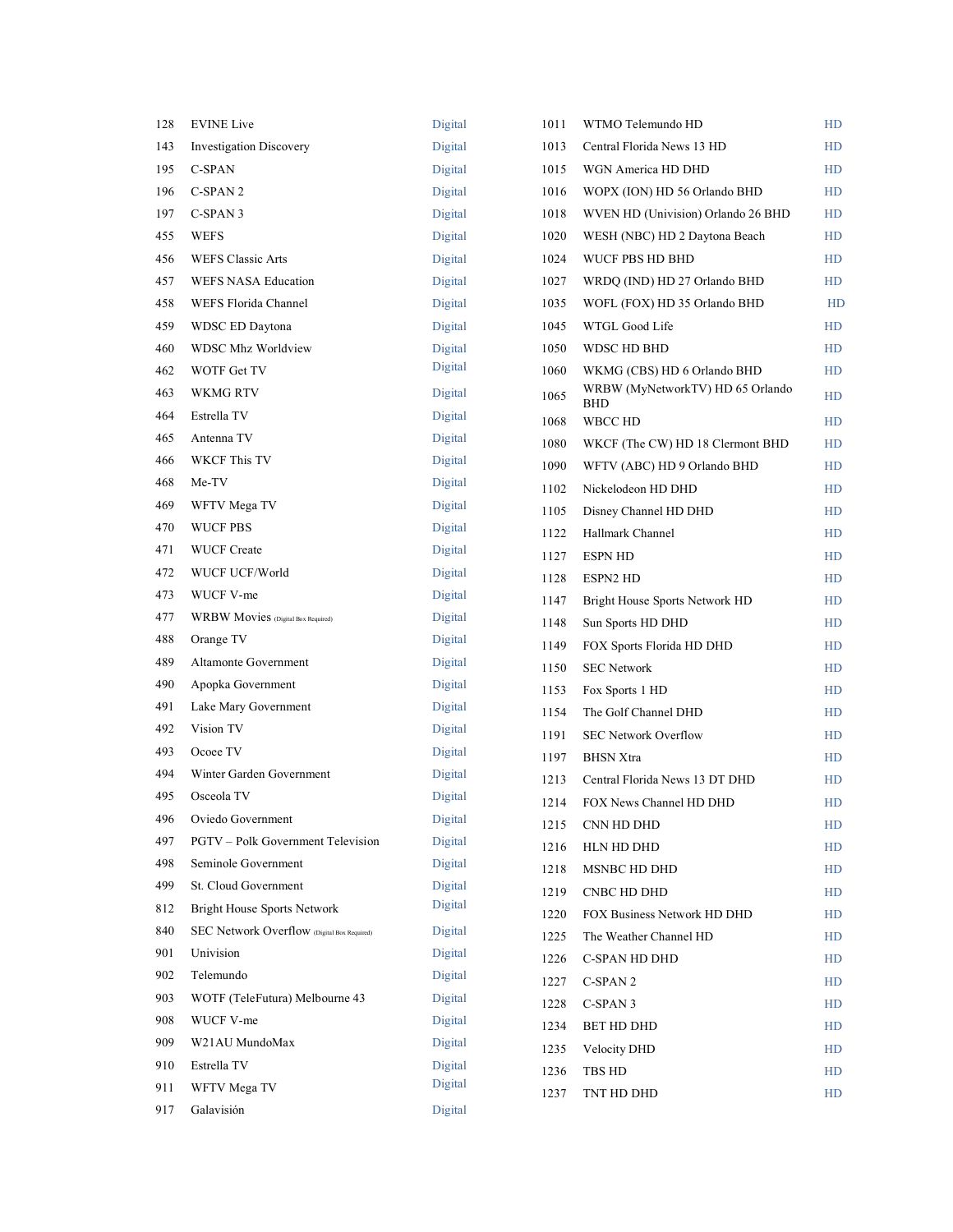| | | |
|---|---|---|
| 128 | EVINE Live | Digital |
| 143 | Investigation Discovery | Digital |
| 195 | C-SPAN | Digital |
| 196 | C-SPAN 2 | Digital |
| 197 | C-SPAN 3 | Digital |
| 455 | WEFS | Digital |
| 456 | WEFS Classic Arts | Digital |
| 457 | WEFS NASA Education | Digital |
| 458 | WEFS Florida Channel | Digital |
| 459 | WDSC ED Daytona | Digital |
| 460 | WDSC Mhz Worldview | Digital |
| 462 | WOTF Get TV | Digital |
| 463 | WKMG RTV | Digital |
| 464 | Estrella TV | Digital |
| 465 | Antenna TV | Digital |
| 466 | WKCF This TV | Digital |
| 468 | Me-TV | Digital |
| 469 | WFTV Mega TV | Digital |
| 470 | WUCF PBS | Digital |
| 471 | WUCF Create | Digital |
| 472 | WUCF UCF/World | Digital |
| 473 | WUCF V-me | Digital |
| 477 | WRBW Movies (Digital Box Required) | Digital |
| 488 | Orange TV | Digital |
| 489 | Altamonte Government | Digital |
| 490 | Apopka Government | Digital |
| 491 | Lake Mary Government | Digital |
| 492 | Vision TV | Digital |
| 493 | Ocoee TV | Digital |
| 494 | Winter Garden Government | Digital |
| 495 | Osceola TV | Digital |
| 496 | Oviedo Government | Digital |
| 497 | PGTV – Polk Government Television | Digital |
| 498 | Seminole Government | Digital |
| 499 | St. Cloud Government | Digital |
| 812 | Bright House Sports Network | Digital |
| 840 | SEC Network Overflow (Digital Box Required) | Digital |
| 901 | Univision | Digital |
| 902 | Telemundo | Digital |
| 903 | WOTF (TeleFutura) Melbourne 43 | Digital |
| 908 | WUCF V-me | Digital |
| 909 | W21AU MundoMax | Digital |
| 910 | Estrella TV | Digital |
| 911 | WFTV Mega TV | Digital |
| 917 | Galavisión | Digital |
| 1011 | WTMO Telemundo HD | HD |
| 1013 | Central Florida News 13 HD | HD |
| 1015 | WGN America HD DHD | HD |
| 1016 | WOPX (ION) HD 56 Orlando BHD | HD |
| 1018 | WVEN HD (Univision) Orlando 26 BHD | HD |
| 1020 | WESH (NBC) HD 2 Daytona Beach | HD |
| 1024 | WUCF PBS HD BHD | HD |
| 1027 | WRDQ (IND) HD 27 Orlando BHD | HD |
| 1035 | WOFL (FOX) HD 35 Orlando BHD | HD |
| 1045 | WTGL Good Life | HD |
| 1050 | WDSC HD BHD | HD |
| 1060 | WKMG (CBS) HD 6 Orlando BHD | HD |
| 1065 | WRBW (MyNetworkTV) HD 65 Orlando BHD | HD |
| 1068 | WBCC HD | HD |
| 1080 | WKCF (The CW) HD 18 Clermont BHD | HD |
| 1090 | WFTV (ABC) HD 9 Orlando BHD | HD |
| 1102 | Nickelodeon HD DHD | HD |
| 1105 | Disney Channel HD DHD | HD |
| 1122 | Hallmark Channel | HD |
| 1127 | ESPN HD | HD |
| 1128 | ESPN2 HD | HD |
| 1147 | Bright House Sports Network HD | HD |
| 1148 | Sun Sports HD DHD | HD |
| 1149 | FOX Sports Florida HD DHD | HD |
| 1150 | SEC Network | HD |
| 1153 | Fox Sports 1 HD | HD |
| 1154 | The Golf Channel DHD | HD |
| 1191 | SEC Network Overflow | HD |
| 1197 | BHSN Xtra | HD |
| 1213 | Central Florida News 13 DT DHD | HD |
| 1214 | FOX News Channel HD DHD | HD |
| 1215 | CNN HD DHD | HD |
| 1216 | HLN HD DHD | HD |
| 1218 | MSNBC HD DHD | HD |
| 1219 | CNBC HD DHD | HD |
| 1220 | FOX Business Network HD DHD | HD |
| 1225 | The Weather Channel HD | HD |
| 1226 | C-SPAN HD DHD | HD |
| 1227 | C-SPAN 2 | HD |
| 1228 | C-SPAN 3 | HD |
| 1234 | BET HD DHD | HD |
| 1235 | Velocity DHD | HD |
| 1236 | TBS HD | HD |
| 1237 | TNT HD DHD | HD |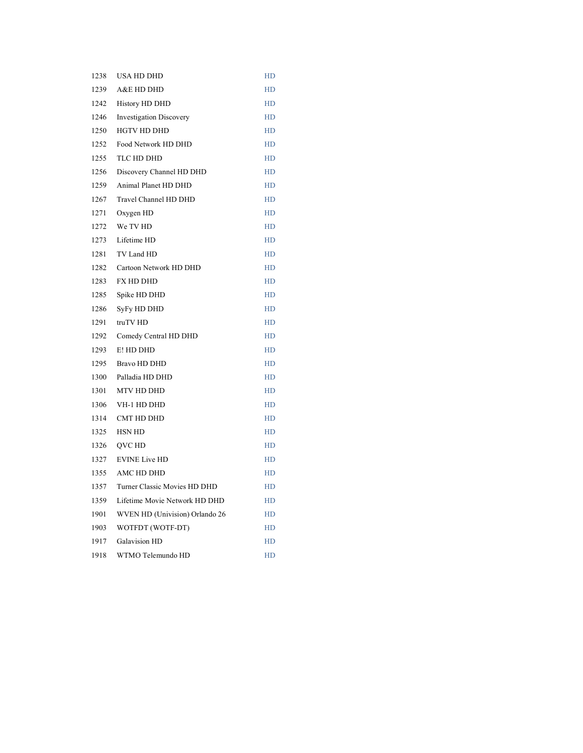| | | |
|---|---|---|
| 1238 | USA HD DHD | HD |
| 1239 | A&E HD DHD | HD |
| 1242 | History HD DHD | HD |
| 1246 | Investigation Discovery | HD |
| 1250 | HGTV HD DHD | HD |
| 1252 | Food Network HD DHD | HD |
| 1255 | TLC HD DHD | HD |
| 1256 | Discovery Channel HD DHD | HD |
| 1259 | Animal Planet HD DHD | HD |
| 1267 | Travel Channel HD DHD | HD |
| 1271 | Oxygen HD | HD |
| 1272 | We TV HD | HD |
| 1273 | Lifetime HD | HD |
| 1281 | TV Land HD | HD |
| 1282 | Cartoon Network HD DHD | HD |
| 1283 | FX HD DHD | HD |
| 1285 | Spike HD DHD | HD |
| 1286 | SyFy HD DHD | HD |
| 1291 | truTV HD | HD |
| 1292 | Comedy Central HD DHD | HD |
| 1293 | E! HD DHD | HD |
| 1295 | Bravo HD DHD | HD |
| 1300 | Palladia HD DHD | HD |
| 1301 | MTV HD DHD | HD |
| 1306 | VH-1 HD DHD | HD |
| 1314 | CMT HD DHD | HD |
| 1325 | HSN HD | HD |
| 1326 | QVC HD | HD |
| 1327 | EVINE Live HD | HD |
| 1355 | AMC HD DHD | HD |
| 1357 | Turner Classic Movies HD DHD | HD |
| 1359 | Lifetime Movie Network HD DHD | HD |
| 1901 | WVEN HD (Univision) Orlando 26 | HD |
| 1903 | WOTFDT (WOTF-DT) | HD |
| 1917 | Galavision HD | HD |
| 1918 | WTMO Telemundo HD | HD |